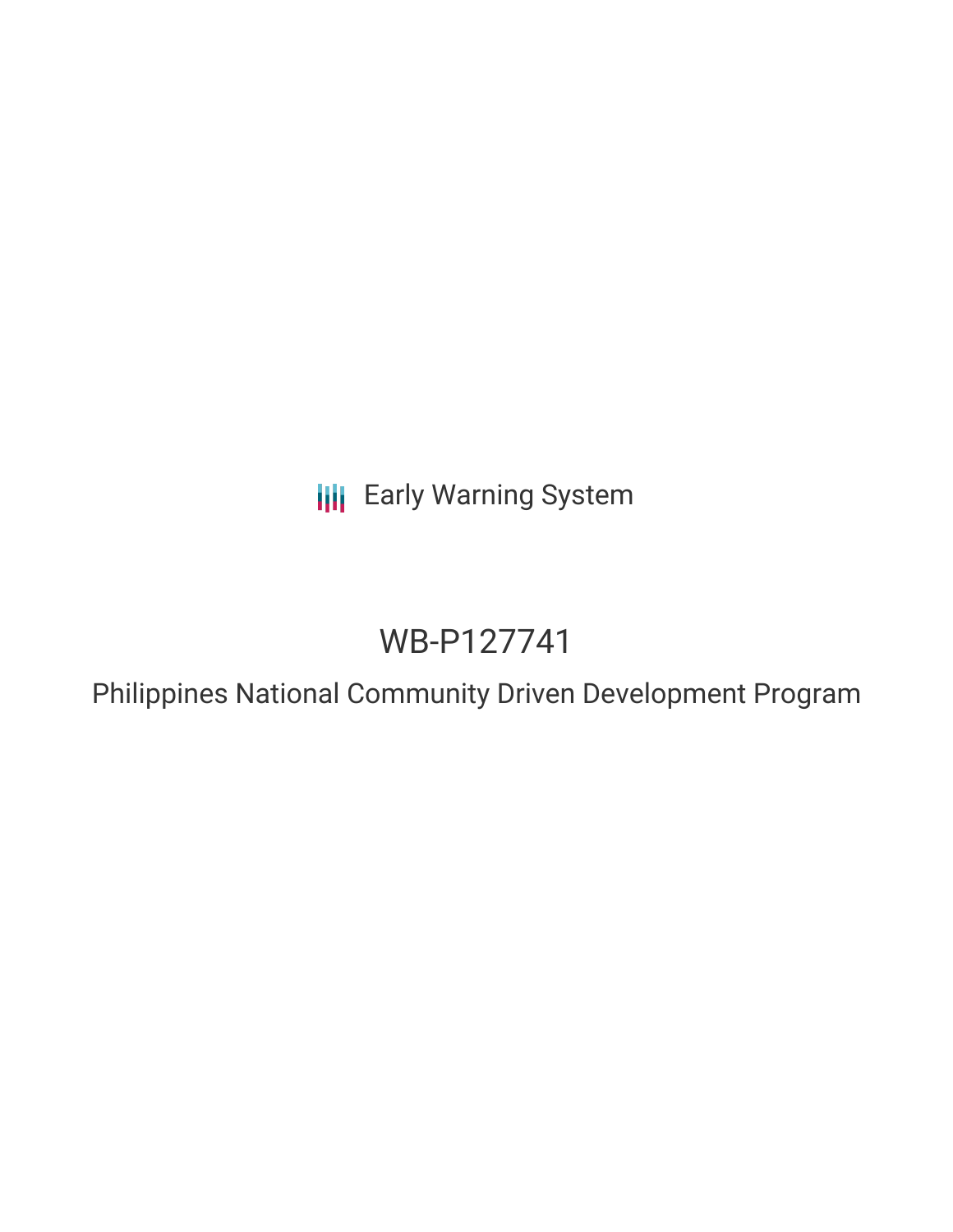Early Warning System

# WB-P127741

## Philippines National Community Driven Development Program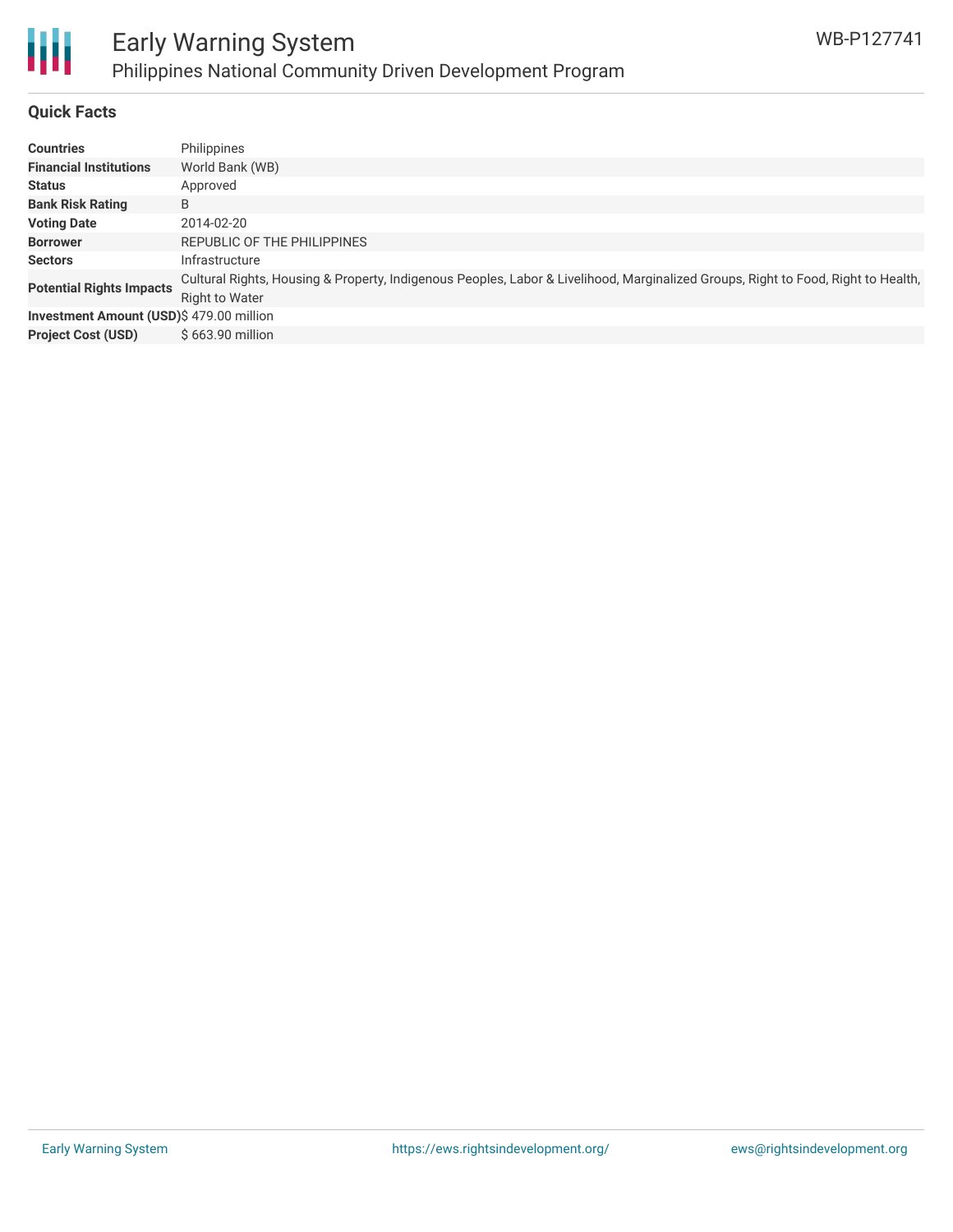# Early Warning System

## Philippines National Community Driven Development Program

WB-P127741

### Quick Facts

| | |
|---|---|
| **Countries** | Philippines |
| **Financial Institutions** | World Bank (WB) |
| **Status** | Approved |
| **Bank Risk Rating** | B |
| **Voting Date** | 2014-02-20 |
| **Borrower** | REPUBLIC OF THE PHILIPPINES |
| **Sectors** | Infrastructure |
| **Potential Rights Impacts** | Cultural Rights, Housing & Property, Indigenous Peoples, Labor & Livelihood, Marginalized Groups, Right to Food, Right to Health, Right to Water |
| **Investment Amount (USD)** | $ 479.00 million |
| **Project Cost (USD)** | $ 663.90 million |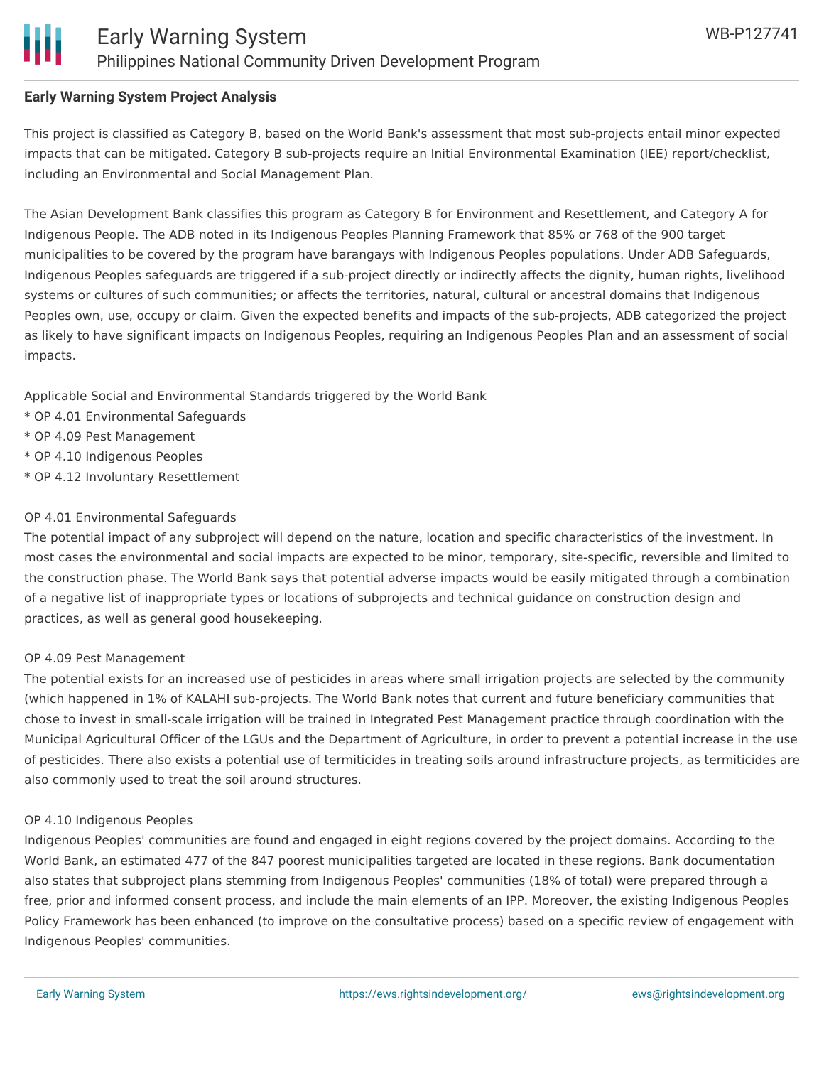**Early Warning System Project Analysis**

This project is classified as Category B, based on the World Bank's assessment that most sub-projects entail minor expected impacts that can be mitigated. Category B sub-projects require an Initial Environmental Examination (IEE) report/checklist, including an Environmental and Social Management Plan.

The Asian Development Bank classifies this program as Category B for Environment and Resettlement, and Category A for Indigenous People. The ADB noted in its Indigenous Peoples Planning Framework that 85% or 768 of the 900 target municipalities to be covered by the program have barangays with Indigenous Peoples populations. Under ADB Safeguards, Indigenous Peoples safeguards are triggered if a sub-project directly or indirectly affects the dignity, human rights, livelihood systems or cultures of such communities; or affects the territories, natural, cultural or ancestral domains that Indigenous Peoples own, use, occupy or claim. Given the expected benefits and impacts of the sub-projects, ADB categorized the project as likely to have significant impacts on Indigenous Peoples, requiring an Indigenous Peoples Plan and an assessment of social impacts.

Applicable Social and Environmental Standards triggered by the World Bank
* OP 4.01 Environmental Safeguards
* OP 4.09 Pest Management
* OP 4.10 Indigenous Peoples
* OP 4.12 Involuntary Resettlement

OP 4.01 Environmental Safeguards
The potential impact of any subproject will depend on the nature, location and specific characteristics of the investment. In most cases the environmental and social impacts are expected to be minor, temporary, site-specific, reversible and limited to the construction phase. The World Bank says that potential adverse impacts would be easily mitigated through a combination of a negative list of inappropriate types or locations of subprojects and technical guidance on construction design and practices, as well as general good housekeeping.

OP 4.09 Pest Management
The potential exists for an increased use of pesticides in areas where small irrigation projects are selected by the community (which happened in 1% of KALAHI sub-projects. The World Bank notes that current and future beneficiary communities that chose to invest in small-scale irrigation will be trained in Integrated Pest Management practice through coordination with the Municipal Agricultural Officer of the LGUs and the Department of Agriculture, in order to prevent a potential increase in the use of pesticides. There also exists a potential use of termiticides in treating soils around infrastructure projects, as termiticides are also commonly used to treat the soil around structures.

OP 4.10 Indigenous Peoples
Indigenous Peoples' communities are found and engaged in eight regions covered by the project domains. According to the World Bank, an estimated 477 of the 847 poorest municipalities targeted are located in these regions. Bank documentation also states that subproject plans stemming from Indigenous Peoples' communities (18% of total) were prepared through a free, prior and informed consent process, and include the main elements of an IPP. Moreover, the existing Indigenous Peoples Policy Framework has been enhanced (to improve on the consultative process) based on a specific review of engagement with Indigenous Peoples' communities.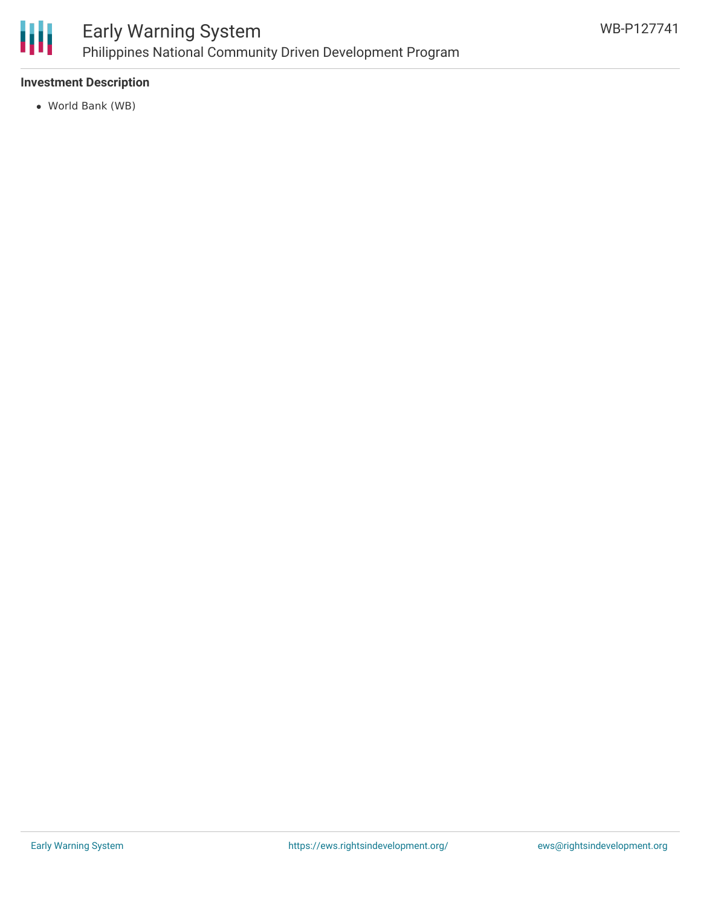**Investment Description**

- World Bank (WB)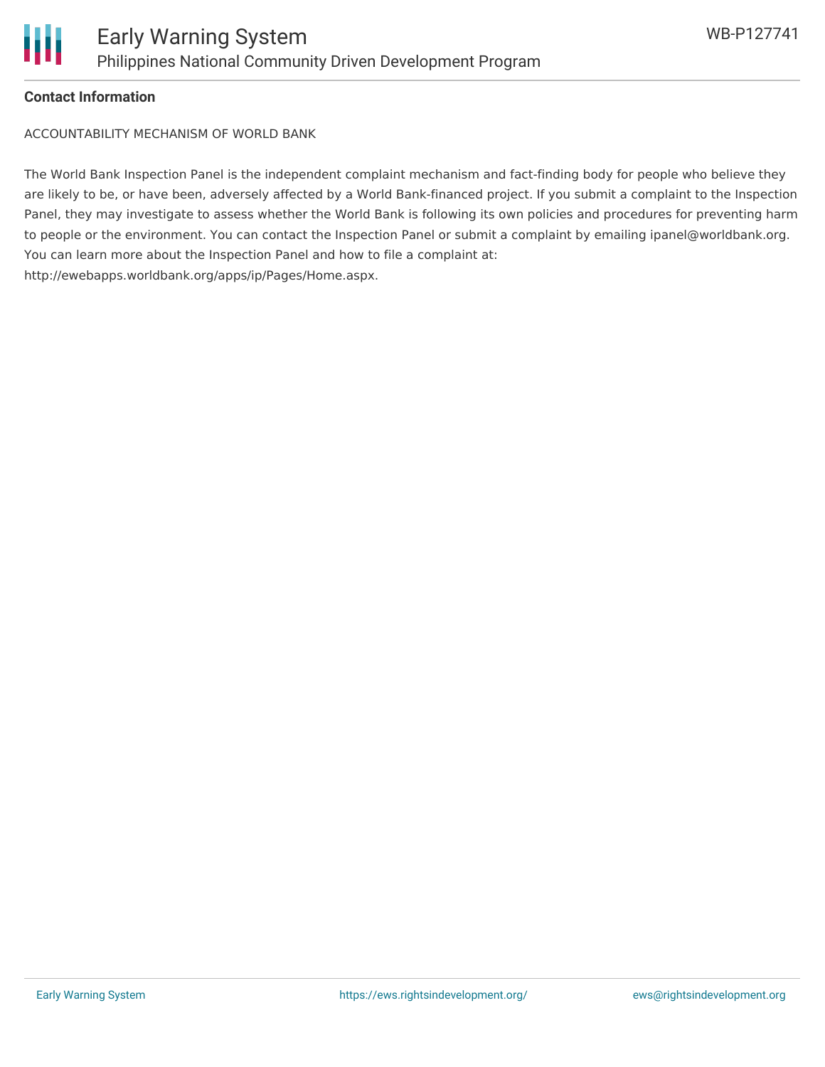**Contact Information**

ACCOUNTABILITY MECHANISM OF WORLD BANK

The World Bank Inspection Panel is the independent complaint mechanism and fact-finding body for people who believe they are likely to be, or have been, adversely affected by a World Bank-financed project. If you submit a complaint to the Inspection Panel, they may investigate to assess whether the World Bank is following its own policies and procedures for preventing harm to people or the environment. You can contact the Inspection Panel or submit a complaint by emailing ipanel@worldbank.org. You can learn more about the Inspection Panel and how to file a complaint at: http://ewebapps.worldbank.org/apps/ip/Pages/Home.aspx.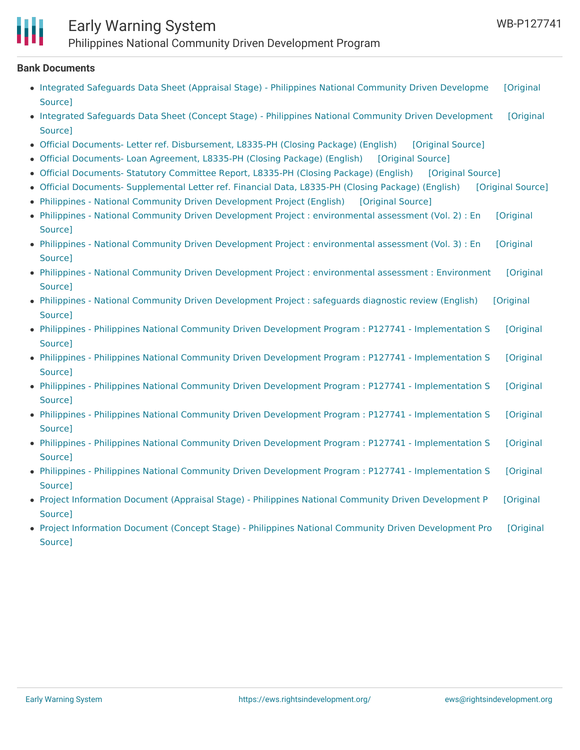**Bank Documents**

- Integrated Safeguards Data Sheet (Appraisal Stage) - Philippines National Community Driven Developme [Original Source]
- Integrated Safeguards Data Sheet (Concept Stage) - Philippines National Community Driven Development [Original Source]
- Official Documents- Letter ref. Disbursement, L8335-PH (Closing Package) (English) [Original Source]
- Official Documents- Loan Agreement, L8335-PH (Closing Package) (English) [Original Source]
- Official Documents- Statutory Committee Report, L8335-PH (Closing Package) (English) [Original Source]
- Official Documents- Supplemental Letter ref. Financial Data, L8335-PH (Closing Package) (English) [Original Source]
- Philippines - National Community Driven Development Project (English) [Original Source]
- Philippines - National Community Driven Development Project : environmental assessment (Vol. 2) : En [Original Source]
- Philippines - National Community Driven Development Project : environmental assessment (Vol. 3) : En [Original Source]
- Philippines - National Community Driven Development Project : environmental assessment : Environment [Original Source]
- Philippines - National Community Driven Development Project : safeguards diagnostic review (English) [Original Source]
- Philippines - Philippines National Community Driven Development Program : P127741 - Implementation S [Original Source]
- Philippines - Philippines National Community Driven Development Program : P127741 - Implementation S [Original Source]
- Philippines - Philippines National Community Driven Development Program : P127741 - Implementation S [Original Source]
- Philippines - Philippines National Community Driven Development Program : P127741 - Implementation S [Original Source]
- Philippines - Philippines National Community Driven Development Program : P127741 - Implementation S [Original Source]
- Philippines - Philippines National Community Driven Development Program : P127741 - Implementation S [Original Source]
- Project Information Document (Appraisal Stage) - Philippines National Community Driven Development P [Original Source]
- Project Information Document (Concept Stage) - Philippines National Community Driven Development Pro [Original Source]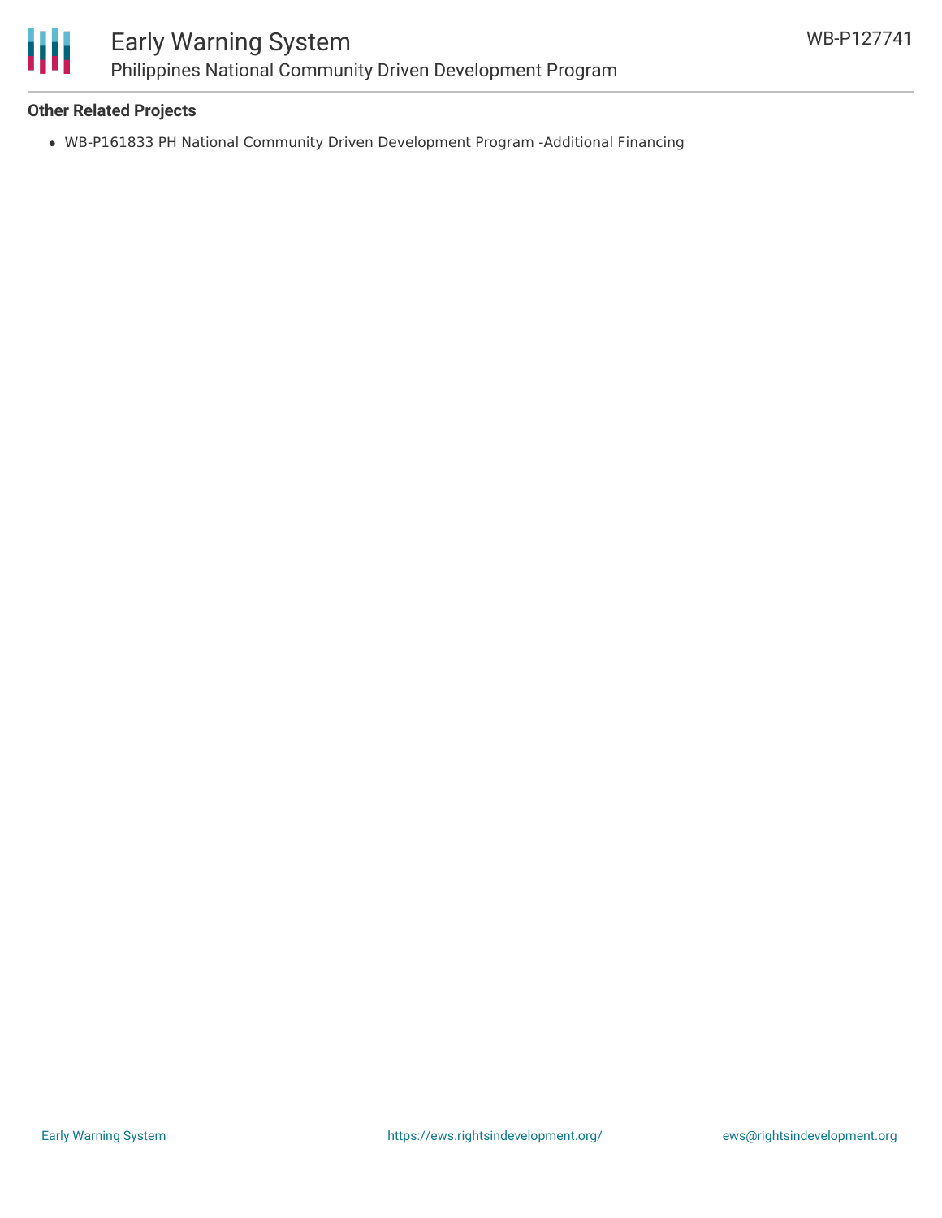**Other Related Projects**

- WB-P161833 PH National Community Driven Development Program -Additional Financing